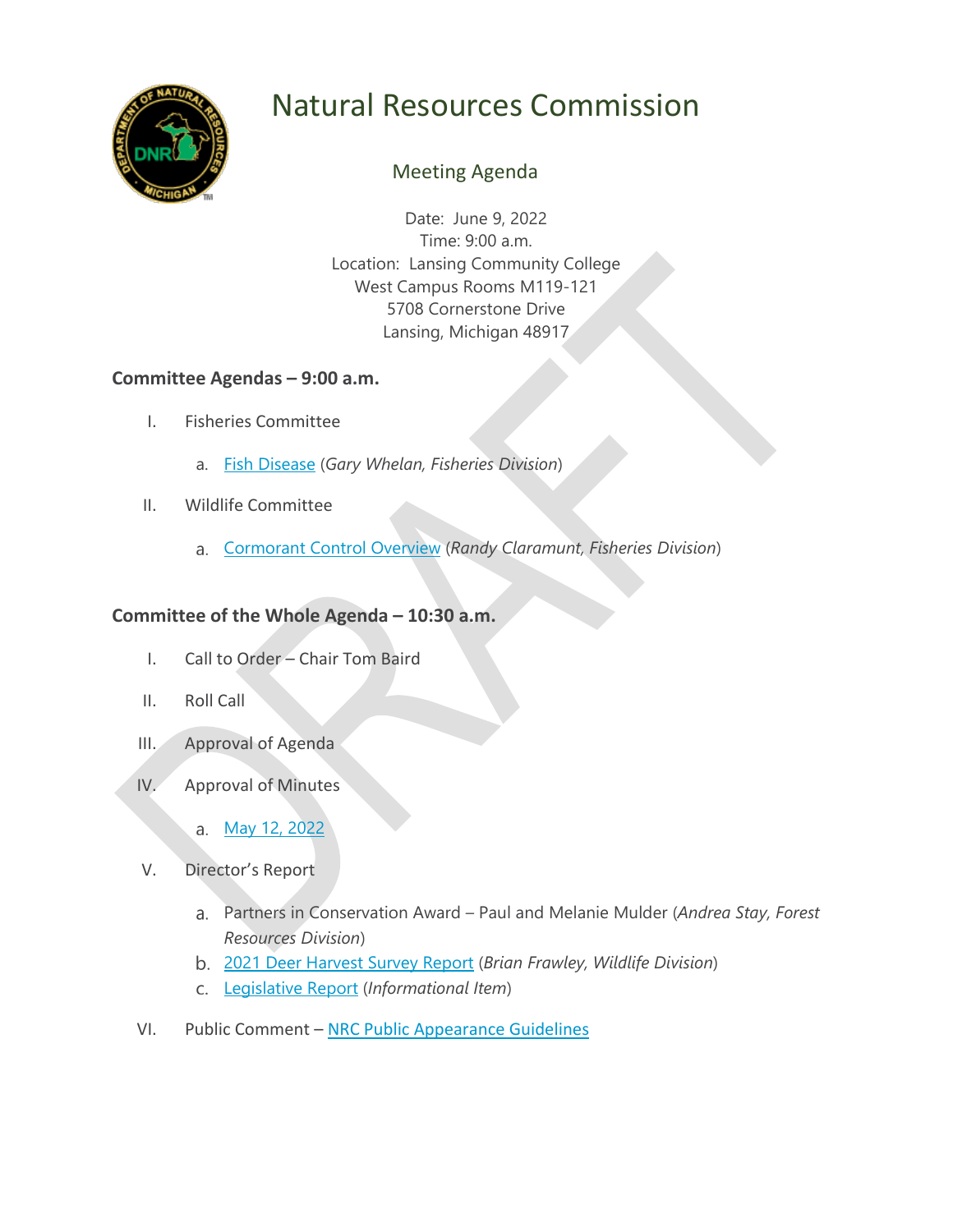# Natural Resources Commission

## Meeting Agenda

Date: June 9, 2022
Time: 9:00 a.m.
Location: Lansing Community College
West Campus Rooms M119-121
5708 Cornerstone Drive
Lansing, Michigan 48917

**Committee Agendas – 9:00 a.m.**

I. Fisheries Committee

   a. Fish Disease (*Gary Whelan, Fisheries Division*)

II. Wildlife Committee

   a. Cormorant Control Overview (*Randy Claramunt, Fisheries Division*)

**Committee of the Whole Agenda – 10:30 a.m.**

I. Call to Order – Chair Tom Baird

II. Roll Call

III. Approval of Agenda

IV. Approval of Minutes

   a. May 12, 2022

V. Director's Report

   a. Partners in Conservation Award – Paul and Melanie Mulder (*Andrea Stay, Forest Resources Division*)
   b. 2021 Deer Harvest Survey Report (*Brian Frawley, Wildlife Division*)
   c. Legislative Report (*Informational Item*)

VI. Public Comment – NRC Public Appearance Guidelines

DRAFT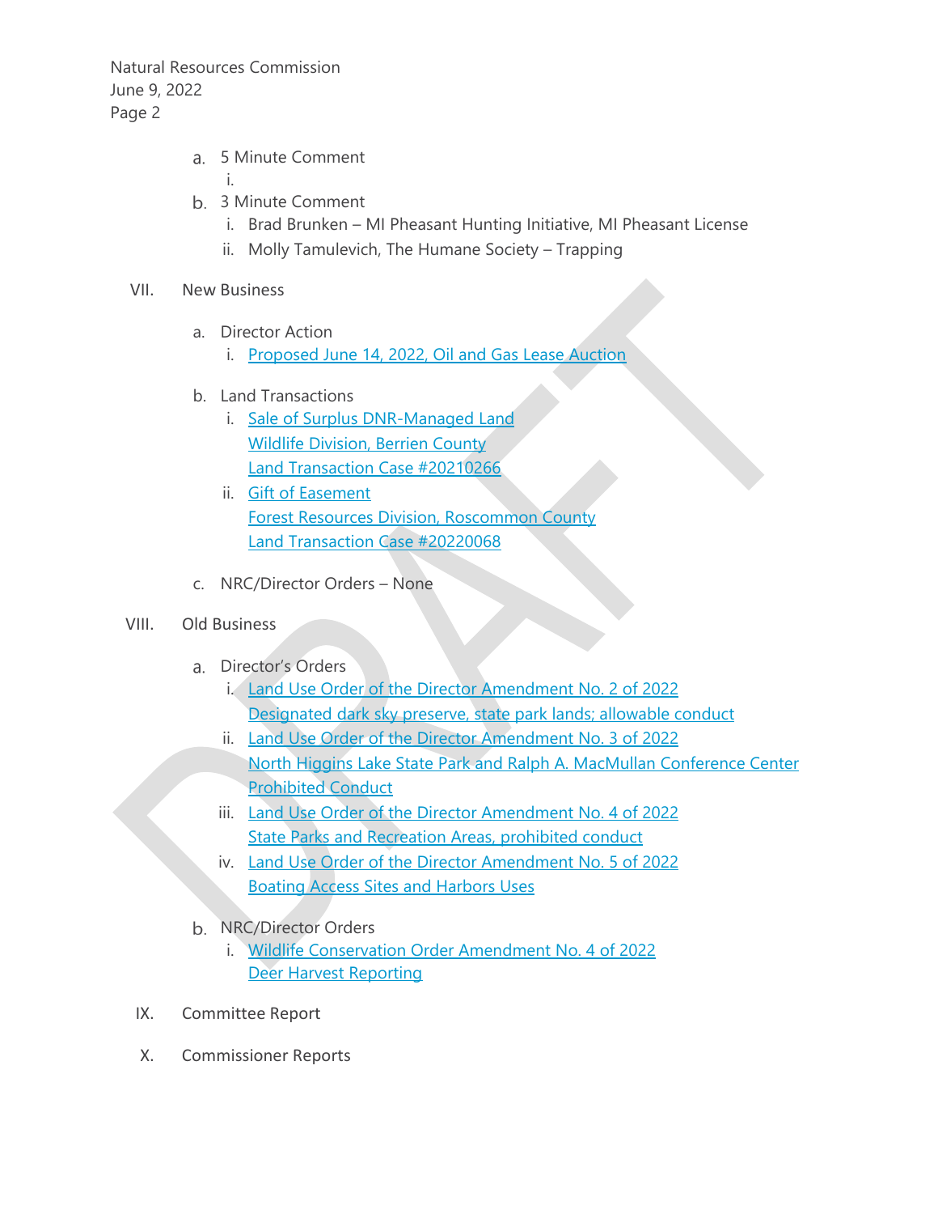a. 5 Minute Comment
   i.

b. 3 Minute Comment
   i. Brad Brunken – MI Pheasant Hunting Initiative, MI Pheasant License
   ii. Molly Tamulevich, The Humane Society – Trapping

VII. New Business

a. Director Action
   i. Proposed June 14, 2022, Oil and Gas Lease Auction

b. Land Transactions
   i. Sale of Surplus DNR-Managed Land
      Wildlife Division, Berrien County
      Land Transaction Case #20210266
   ii. Gift of Easement
      Forest Resources Division, Roscommon County
      Land Transaction Case #20220068

c. NRC/Director Orders – None

VIII. Old Business

a. Director's Orders
   i. Land Use Order of the Director Amendment No. 2 of 2022
      Designated dark sky preserve, state park lands; allowable conduct
   ii. Land Use Order of the Director Amendment No. 3 of 2022
      North Higgins Lake State Park and Ralph A. MacMullan Conference Center Prohibited Conduct
   iii. Land Use Order of the Director Amendment No. 4 of 2022
      State Parks and Recreation Areas, prohibited conduct
   iv. Land Use Order of the Director Amendment No. 5 of 2022
      Boating Access Sites and Harbors Uses

b. NRC/Director Orders
   i. Wildlife Conservation Order Amendment No. 4 of 2022
      Deer Harvest Reporting

IX. Committee Report

X. Commissioner Reports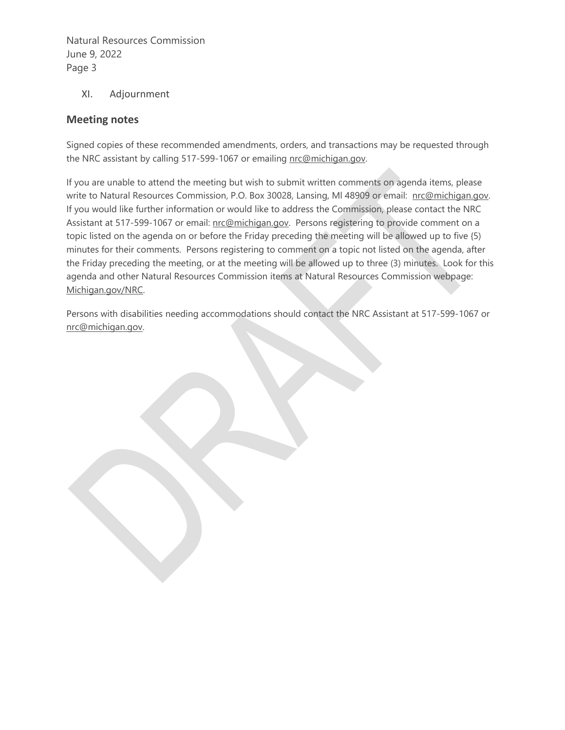XI. Adjournment

## Meeting notes

Signed copies of these recommended amendments, orders, and transactions may be requested through the NRC assistant by calling 517-599-1067 or emailing nrc@michigan.gov.

If you are unable to attend the meeting but wish to submit written comments on agenda items, please write to Natural Resources Commission, P.O. Box 30028, Lansing, Ml 48909 or email: nrc@michigan.gov. If you would like further information or would like to address the Commission, please contact the NRC Assistant at 517-599-1067 or email: nrc@michigan.gov. Persons registering to provide comment on a topic listed on the agenda on or before the Friday preceding the meeting will be allowed up to five {5) minutes for their comments. Persons registering to comment on a topic not listed on the agenda, after the Friday preceding the meeting, or at the meeting will be allowed up to three (3) minutes. Look for this agenda and other Natural Resources Commission items at Natural Resources Commission webpage: Michigan.gov/NRC.

Persons with disabilities needing accommodations should contact the NRC Assistant at 517-599-1067 or nrc@michigan.gov.